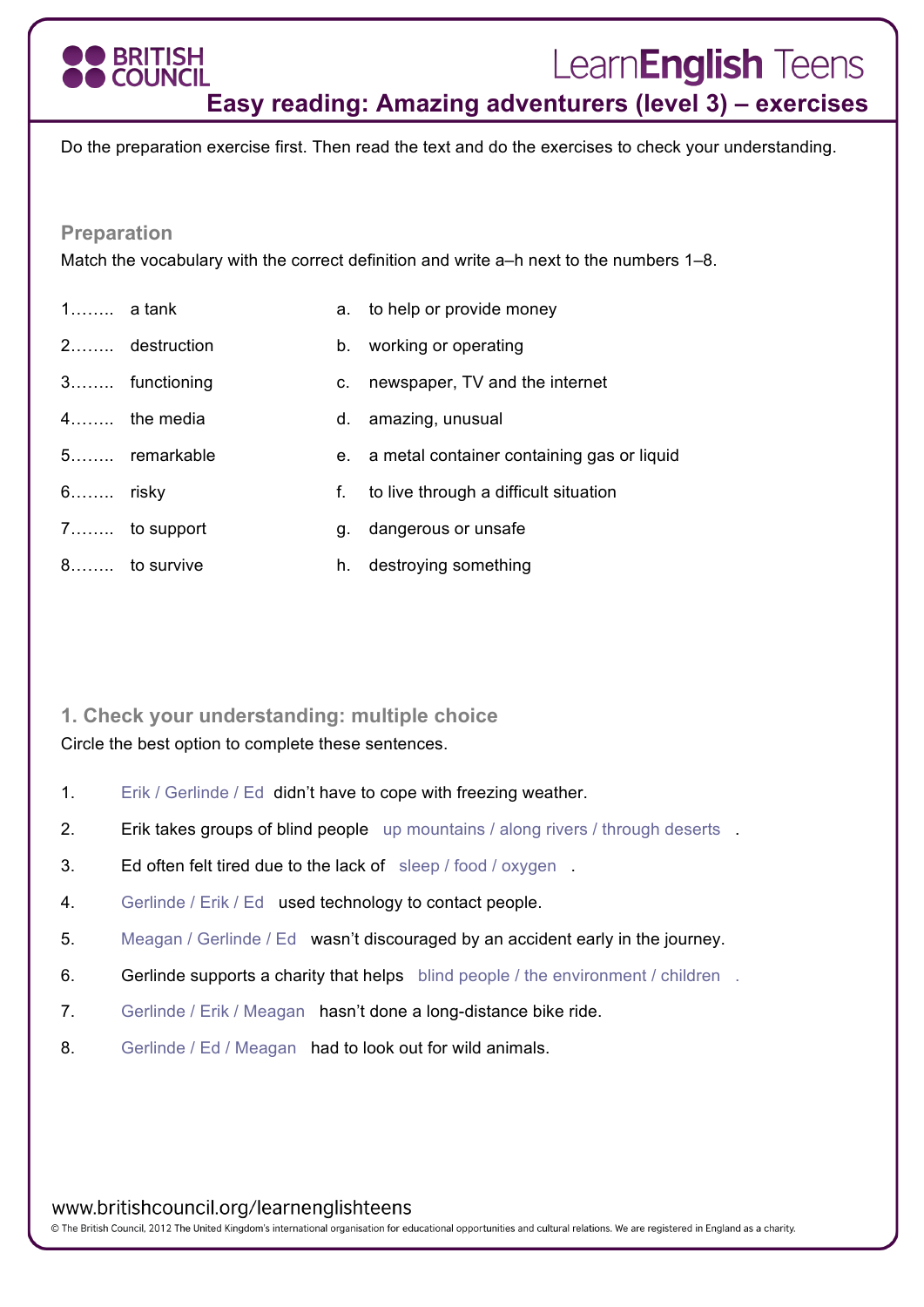# Easy reading: Amazing adventurers (level 3) – exercises

Do the preparation exercise first. Then read the text and do the exercises to check your understanding.

## Preparation

Match the vocabulary with the correct definition and write a–h next to the numbers 1–8.

| | | | |
|---|---|---|---|
| 1…….. | a tank | a. | to help or provide money |
| 2…….. | destruction | b. | working or operating |
| 3…….. | functioning | c. | newspaper, TV and the internet |
| 4…….. | the media | d. | amazing, unusual |
| 5…….. | remarkable | e. | a metal container containing gas or liquid |
| 6…….. | risky | f. | to live through a difficult situation |
| 7…….. | to support | g. | dangerous or unsafe |
| 8…….. | to survive | h. | destroying something |

## 1. Check your understanding: multiple choice

Circle the best option to complete these sentences.

1. Erik / Gerlinde / Ed didn't have to cope with freezing weather.
2. Erik takes groups of blind people up mountains / along rivers / through deserts .
3. Ed often felt tired due to the lack of sleep / food / oxygen .
4. Gerlinde / Erik / Ed used technology to contact people.
5. Meagan / Gerlinde / Ed wasn't discouraged by an accident early in the journey.
6. Gerlinde supports a charity that helps blind people / the environment / children .
7. Gerlinde / Erik / Meagan hasn't done a long-distance bike ride.
8. Gerlinde / Ed / Meagan had to look out for wild animals.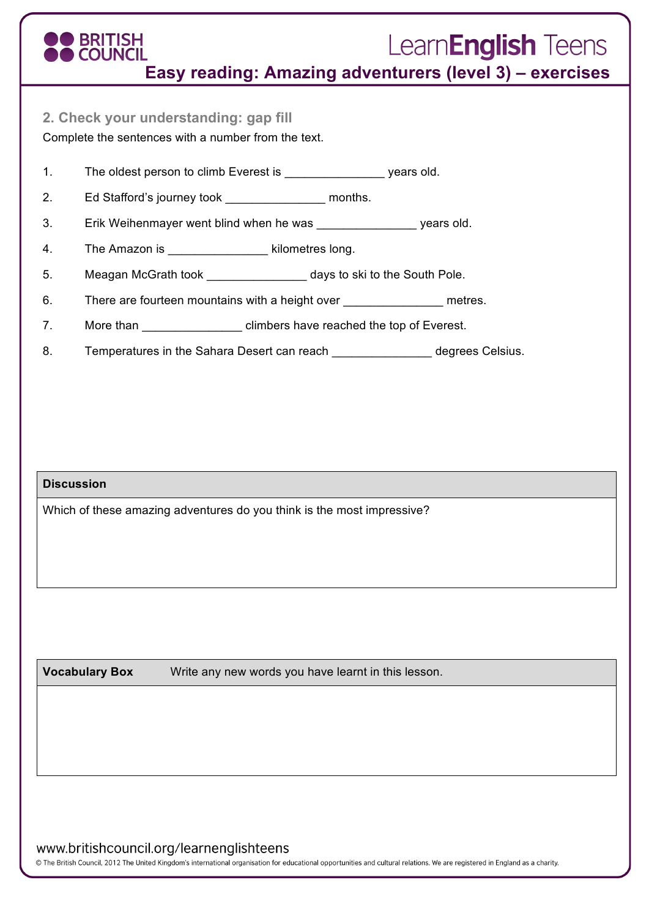Easy reading: Amazing adventurers (level 3) – exercises

## 2. Check your understanding: gap fill

Complete the sentences with a number from the text.

1. The oldest person to climb Everest is _______________ years old.
2. Ed Stafford's journey took _______________ months.
3. Erik Weihenmayer went blind when he was _______________ years old.
4. The Amazon is _______________ kilometres long.
5. Meagan McGrath took _______________ days to ski to the South Pole.
6. There are fourteen mountains with a height over _______________ metres.
7. More than _______________ climbers have reached the top of Everest.
8. Temperatures in the Sahara Desert can reach _______________ degrees Celsius.

| Discussion |
|---|
| Which of these amazing adventures do you think is the most impressive? |

| Vocabulary Box | Write any new words you have learnt in this lesson. |
|---|---|
| | |

www.britishcouncil.org/learnenglishteens

© The British Council, 2012 The United Kingdom's international organisation for educational opportunities and cultural relations. We are registered in England as a charity.